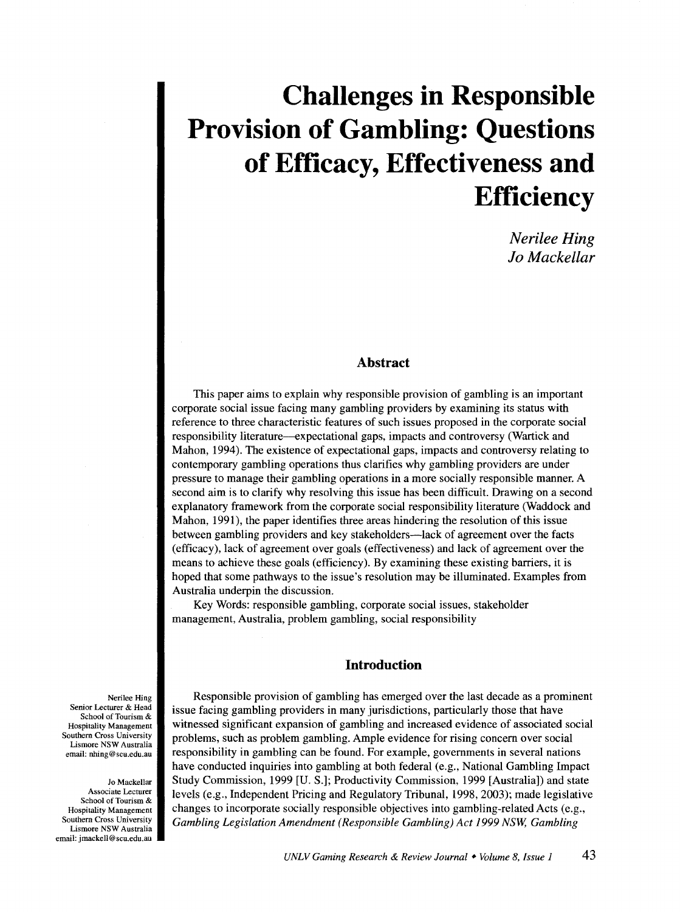# Challenges in Responsible Provision of Gambling: Questions of Efficacy, Effectiveness and Efficiency

*Nerilee Hing*
*Jo Mackellar*

## Abstract

This paper aims to explain why responsible provision of gambling is an important corporate social issue facing many gambling providers by examining its status with reference to three characteristic features of such issues proposed in the corporate social responsibility literature—expectational gaps, impacts and controversy (Wartick and Mahon, 1994). The existence of expectational gaps, impacts and controversy relating to contemporary gambling operations thus clarifies why gambling providers are under pressure to manage their gambling operations in a more socially responsible manner. A second aim is to clarify why resolving this issue has been difficult. Drawing on a second explanatory framework from the corporate social responsibility literature (Waddock and Mahon, 1991), the paper identifies three areas hindering the resolution of this issue between gambling providers and key stakeholders—lack of agreement over the facts (efficacy), lack of agreement over goals (effectiveness) and lack of agreement over the means to achieve these goals (efficiency). By examining these existing barriers, it is hoped that some pathways to the issue's resolution may be illuminated. Examples from Australia underpin the discussion.

Key Words: responsible gambling, corporate social issues, stakeholder management, Australia, problem gambling, social responsibility

## Introduction

Responsible provision of gambling has emerged over the last decade as a prominent issue facing gambling providers in many jurisdictions, particularly those that have witnessed significant expansion of gambling and increased evidence of associated social problems, such as problem gambling. Ample evidence for rising concern over social responsibility in gambling can be found. For example, governments in several nations have conducted inquiries into gambling at both federal (e.g., National Gambling Impact Study Commission, 1999 [U. S.]; Productivity Commission, 1999 [Australia]) and state levels (e.g., Independent Pricing and Regulatory Tribunal, 1998, 2003); made legislative changes to incorporate socially responsible objectives into gambling-related Acts (e.g., *Gambling Legislation Amendment (Responsible Gambling) Act 1999 NSW, Gambling*

Nerilee Hing
Senior Lecturer & Head
School of Tourism & Hospitality Management
Southern Cross University
Lismore NSW Australia
email: nhing@scu.edu.au

Jo Mackellar
Associate Lecturer
School of Tourism & Hospitality Management
Southern Cross University
Lismore NSW Australia
email: jmackell@scu.edu.au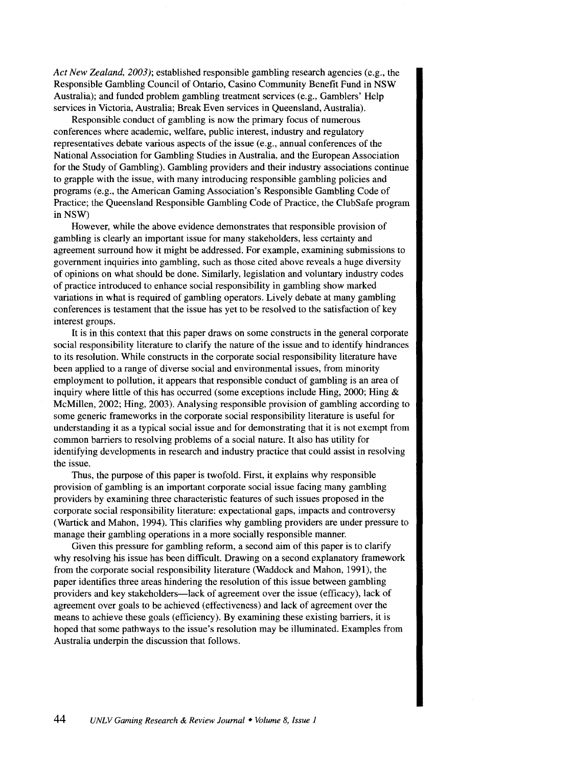*Act New Zealand, 2003)*; established responsible gambling research agencies (e.g., the Responsible Gambling Council of Ontario, Casino Community Benefit Fund in NSW Australia); and funded problem gambling treatment services (e.g., Gamblers' Help services in Victoria, Australia; Break Even services in Queensland, Australia).

Responsible conduct of gambling is now the primary focus of numerous conferences where academic, welfare, public interest, industry and regulatory representatives debate various aspects of the issue (e.g., annual conferences of the National Association for Gambling Studies in Australia, and the European Association for the Study of Gambling). Gambling providers and their industry associations continue to grapple with the issue, with many introducing responsible gambling policies and programs (e.g., the American Gaming Association's Responsible Gambling Code of Practice; the Queensland Responsible Gambling Code of Practice, the ClubSafe program in NSW)

However, while the above evidence demonstrates that responsible provision of gambling is clearly an important issue for many stakeholders, less certainty and agreement surround how it might be addressed. For example, examining submissions to government inquiries into gambling, such as those cited above reveals a huge diversity of opinions on what should be done. Similarly, legislation and voluntary industry codes of practice introduced to enhance social responsibility in gambling show marked variations in what is required of gambling operators. Lively debate at many gambling conferences is testament that the issue has yet to be resolved to the satisfaction of key interest groups.

It is in this context that this paper draws on some constructs in the general corporate social responsibility literature to clarify the nature of the issue and to identify hindrances to its resolution. While constructs in the corporate social responsibility literature have been applied to a range of diverse social and environmental issues, from minority employment to pollution, it appears that responsible conduct of gambling is an area of inquiry where little of this has occurred (some exceptions include Hing, 2000; Hing & McMillen, 2002; Hing, 2003). Analysing responsible provision of gambling according to some generic frameworks in the corporate social responsibility literature is useful for understanding it as a typical social issue and for demonstrating that it is not exempt from common barriers to resolving problems of a social nature. It also has utility for identifying developments in research and industry practice that could assist in resolving the issue.

Thus, the purpose of this paper is twofold. First, it explains why responsible provision of gambling is an important corporate social issue facing many gambling providers by examining three characteristic features of such issues proposed in the corporate social responsibility literature: expectational gaps, impacts and controversy (Wartick and Mahon, 1994). This clarifies why gambling providers are under pressure to manage their gambling operations in a more socially responsible manner.

Given this pressure for gambling reform, a second aim of this paper is to clarify why resolving his issue has been difficult. Drawing on a second explanatory framework from the corporate social responsibility literature (Waddock and Mahon, 1991), the paper identifies three areas hindering the resolution of this issue between gambling providers and key stakeholders—lack of agreement over the issue (efficacy), lack of agreement over goals to be achieved (effectiveness) and lack of agreement over the means to achieve these goals (efficiency). By examining these existing barriers, it is hoped that some pathways to the issue's resolution may be illuminated. Examples from Australia underpin the discussion that follows.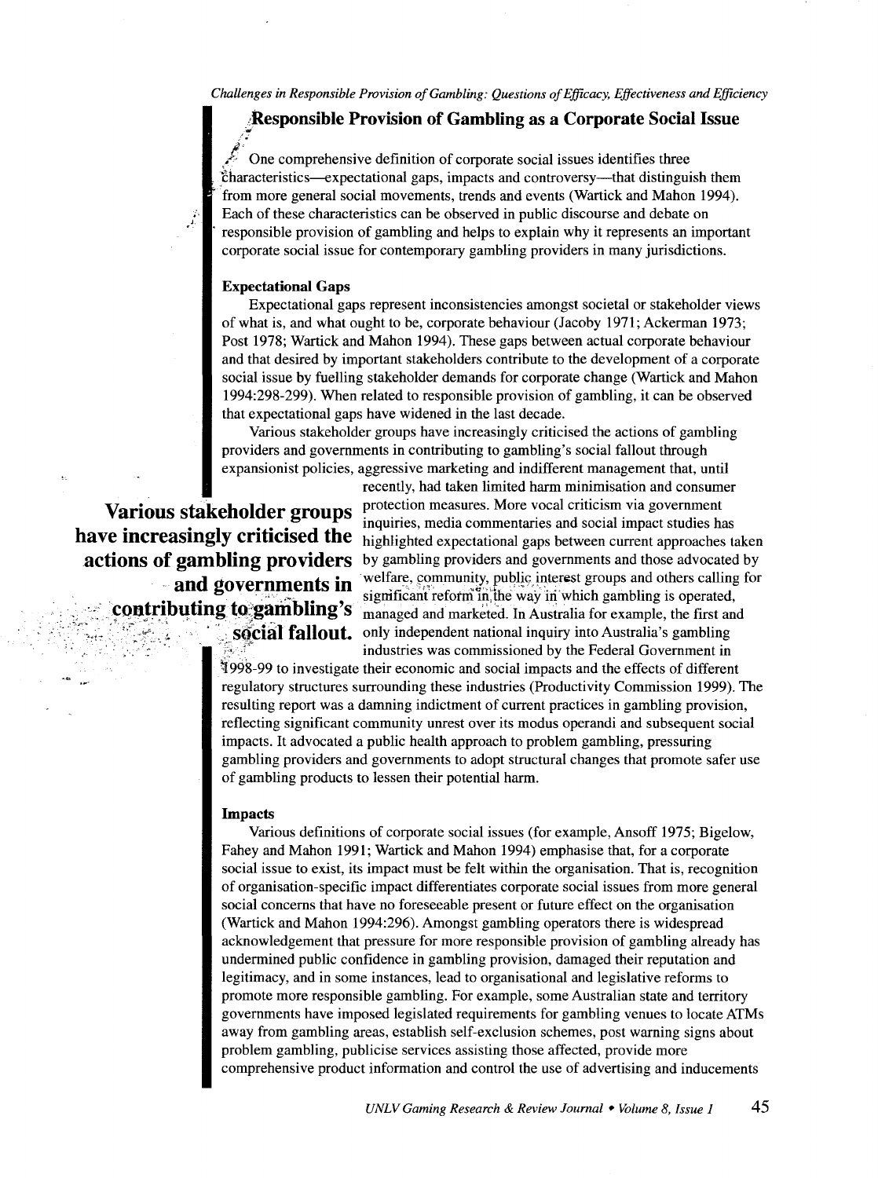## Responsible Provision of Gambling as a Corporate Social Issue

One comprehensive definition of corporate social issues identifies three characteristics—expectational gaps, impacts and controversy—that distinguish them from more general social movements, trends and events (Wartick and Mahon 1994). Each of these characteristics can be observed in public discourse and debate on responsible provision of gambling and helps to explain why it represents an important corporate social issue for contemporary gambling providers in many jurisdictions.

### Expectational Gaps

Expectational gaps represent inconsistencies amongst societal or stakeholder views of what is, and what ought to be, corporate behaviour (Jacoby 1971; Ackerman 1973; Post 1978; Wartick and Mahon 1994). These gaps between actual corporate behaviour and that desired by important stakeholders contribute to the development of a corporate social issue by fuelling stakeholder demands for corporate change (Wartick and Mahon 1994:298-299). When related to responsible provision of gambling, it can be observed that expectational gaps have widened in the last decade.

Various stakeholder groups have increasingly criticised the actions of gambling providers and governments in contributing to gambling's social fallout through expansionist policies, aggressive marketing and indifferent management that, until recently, had taken limited harm minimisation and consumer protection measures. More vocal criticism via government inquiries, media commentaries and social impact studies has highlighted expectational gaps between current approaches taken by gambling providers and governments and those advocated by welfare, community, public interest groups and others calling for significant reform in the way in which gambling is operated, managed and marketed. In Australia for example, the first and only independent national inquiry into Australia's gambling industries was commissioned by the Federal Government in 1998-99 to investigate their economic and social impacts and the effects of different regulatory structures surrounding these industries (Productivity Commission 1999). The resulting report was a damning indictment of current practices in gambling provision, reflecting significant community unrest over its modus operandi and subsequent social impacts. It advocated a public health approach to problem gambling, pressuring gambling providers and governments to adopt structural changes that promote safer use of gambling products to lessen their potential harm.

**Various stakeholder groups have increasingly criticised the actions of gambling providers and governments in contributing to gambling's social fallout.**

### Impacts

Various definitions of corporate social issues (for example, Ansoff 1975; Bigelow, Fahey and Mahon 1991; Wartick and Mahon 1994) emphasise that, for a corporate social issue to exist, its impact must be felt within the organisation. That is, recognition of organisation-specific impact differentiates corporate social issues from more general social concerns that have no foreseeable present or future effect on the organisation (Wartick and Mahon 1994:296). Amongst gambling operators there is widespread acknowledgement that pressure for more responsible provision of gambling already has undermined public confidence in gambling provision, damaged their reputation and legitimacy, and in some instances, lead to organisational and legislative reforms to promote more responsible gambling. For example, some Australian state and territory governments have imposed legislated requirements for gambling venues to locate ATMs away from gambling areas, establish self-exclusion schemes, post warning signs about problem gambling, publicise services assisting those affected, provide more comprehensive product information and control the use of advertising and inducements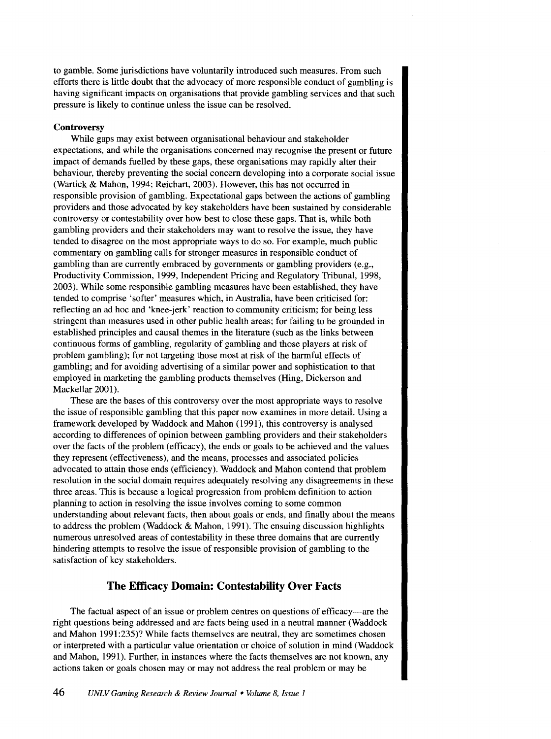to gamble. Some jurisdictions have voluntarily introduced such measures. From such efforts there is little doubt that the advocacy of more responsible conduct of gambling is having significant impacts on organisations that provide gambling services and that such pressure is likely to continue unless the issue can be resolved.

**Controversy**

While gaps may exist between organisational behaviour and stakeholder expectations, and while the organisations concerned may recognise the present or future impact of demands fuelled by these gaps, these organisations may rapidly alter their behaviour, thereby preventing the social concern developing into a corporate social issue (Wartick & Mahon, 1994; Reichart, 2003). However, this has not occurred in responsible provision of gambling. Expectational gaps between the actions of gambling providers and those advocated by key stakeholders have been sustained by considerable controversy or contestability over how best to close these gaps. That is, while both gambling providers and their stakeholders may want to resolve the issue, they have tended to disagree on the most appropriate ways to do so. For example, much public commentary on gambling calls for stronger measures in responsible conduct of gambling than are currently embraced by governments or gambling providers (e.g., Productivity Commission, 1999, Independent Pricing and Regulatory Tribunal, 1998, 2003). While some responsible gambling measures have been established, they have tended to comprise 'softer' measures which, in Australia, have been criticised for: reflecting an ad hoc and 'knee-jerk' reaction to community criticism; for being less stringent than measures used in other public health areas; for failing to be grounded in established principles and causal themes in the literature (such as the links between continuous forms of gambling, regularity of gambling and those players at risk of problem gambling); for not targeting those most at risk of the harmful effects of gambling; and for avoiding advertising of a similar power and sophistication to that employed in marketing the gambling products themselves (Hing, Dickerson and Mackellar 2001).

These are the bases of this controversy over the most appropriate ways to resolve the issue of responsible gambling that this paper now examines in more detail. Using a framework developed by Waddock and Mahon (1991), this controversy is analysed according to differences of opinion between gambling providers and their stakeholders over the facts of the problem (efficacy), the ends or goals to be achieved and the values they represent (effectiveness), and the means, processes and associated policies advocated to attain those ends (efficiency). Waddock and Mahon contend that problem resolution in the social domain requires adequately resolving any disagreements in these three areas. This is because a logical progression from problem definition to action planning to action in resolving the issue involves coming to some common understanding about relevant facts, then about goals or ends, and finally about the means to address the problem (Waddock & Mahon, 1991). The ensuing discussion highlights numerous unresolved areas of contestability in these three domains that are currently hindering attempts to resolve the issue of responsible provision of gambling to the satisfaction of key stakeholders.

## The Efficacy Domain: Contestability Over Facts

The factual aspect of an issue or problem centres on questions of efficacy—are the right questions being addressed and are facts being used in a neutral manner (Waddock and Mahon 1991:235)? While facts themselves are neutral, they are sometimes chosen or interpreted with a particular value orientation or choice of solution in mind (Waddock and Mahon, 1991). Further, in instances where the facts themselves are not known, any actions taken or goals chosen may or may not address the real problem or may be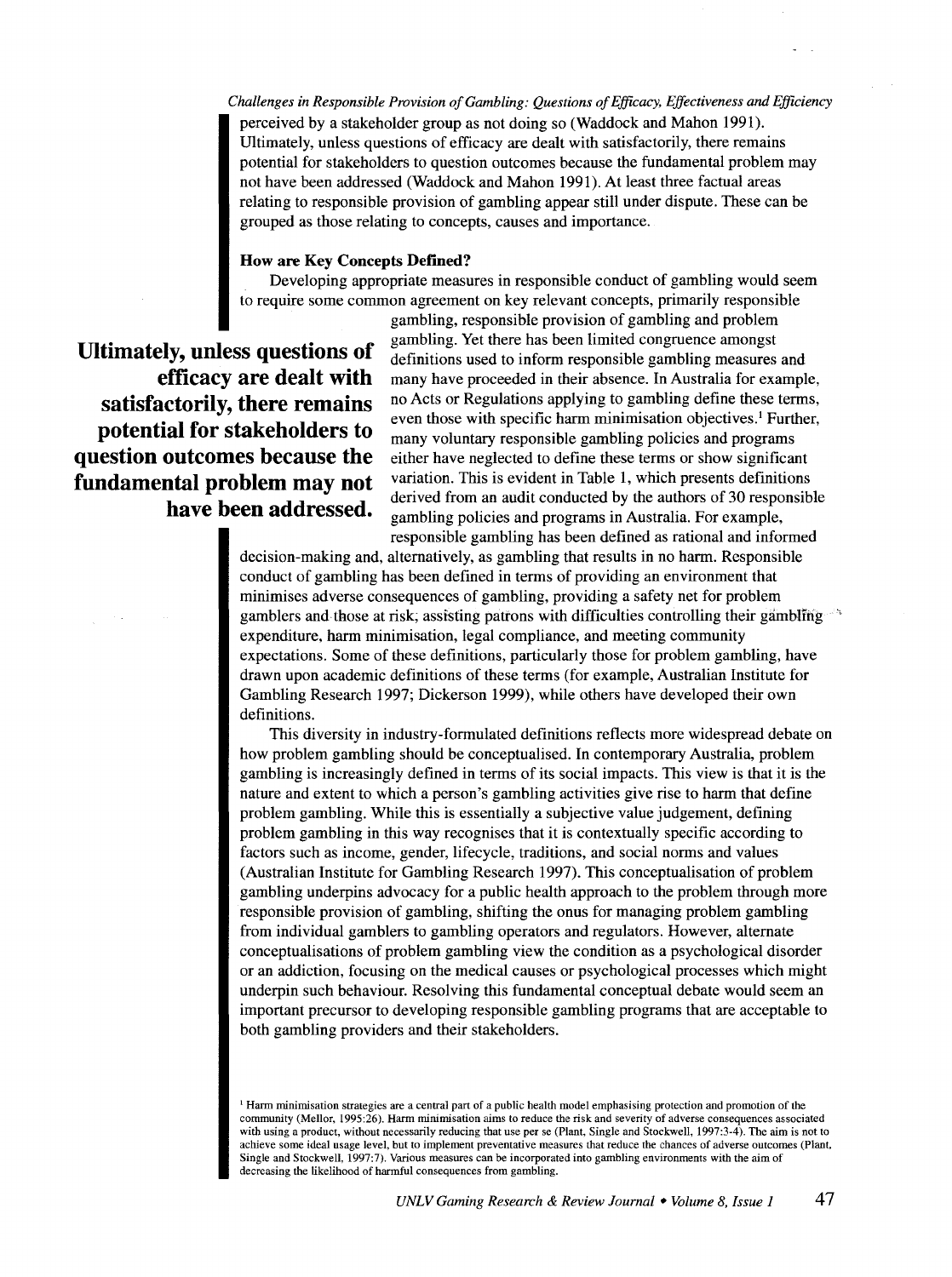perceived by a stakeholder group as not doing so (Waddock and Mahon 1991). Ultimately, unless questions of efficacy are dealt with satisfactorily, there remains potential for stakeholders to question outcomes because the fundamental problem may not have been addressed (Waddock and Mahon 1991). At least three factual areas relating to responsible provision of gambling appear still under dispute. These can be grouped as those relating to concepts, causes and importance.

### How are Key Concepts Defined?

Developing appropriate measures in responsible conduct of gambling would seem to require some common agreement on key relevant concepts, primarily responsible gambling, responsible provision of gambling and problem gambling. Yet there has been limited congruence amongst definitions used to inform responsible gambling measures and many have proceeded in their absence. In Australia for example, no Acts or Regulations applying to gambling define these terms, even those with specific harm minimisation objectives.[1] Further, many voluntary responsible gambling policies and programs either have neglected to define these terms or show significant variation. This is evident in Table 1, which presents definitions derived from an audit conducted by the authors of 30 responsible gambling policies and programs in Australia. For example, responsible gambling has been defined as rational and informed decision-making and, alternatively, as gambling that results in no harm. Responsible conduct of gambling has been defined in terms of providing an environment that minimises adverse consequences of gambling, providing a safety net for problem gamblers and those at risk, assisting patrons with difficulties controlling their gambling expenditure, harm minimisation, legal compliance, and meeting community expectations. Some of these definitions, particularly those for problem gambling, have drawn upon academic definitions of these terms (for example, Australian Institute for Gambling Research 1997; Dickerson 1999), while others have developed their own definitions.

**Ultimately, unless questions of efficacy are dealt with satisfactorily, there remains potential for stakeholders to question outcomes because the fundamental problem may not have been addressed.**

This diversity in industry-formulated definitions reflects more widespread debate on how problem gambling should be conceptualised. In contemporary Australia, problem gambling is increasingly defined in terms of its social impacts. This view is that it is the nature and extent to which a person's gambling activities give rise to harm that define problem gambling. While this is essentially a subjective value judgement, defining problem gambling in this way recognises that it is contextually specific according to factors such as income, gender, lifecycle, traditions, and social norms and values (Australian Institute for Gambling Research 1997). This conceptualisation of problem gambling underpins advocacy for a public health approach to the problem through more responsible provision of gambling, shifting the onus for managing problem gambling from individual gamblers to gambling operators and regulators. However, alternate conceptualisations of problem gambling view the condition as a psychological disorder or an addiction, focusing on the medical causes or psychological processes which might underpin such behaviour. Resolving this fundamental conceptual debate would seem an important precursor to developing responsible gambling programs that are acceptable to both gambling providers and their stakeholders.

[1] Harm minimisation strategies are a central part of a public health model emphasising protection and promotion of the community (Mellor, 1995:26). Harm minimisation aims to reduce the risk and severity of adverse consequences associated with using a product, without necessarily reducing that use per se (Plant, Single and Stockwell, 1997:3-4). The aim is not to achieve some ideal usage level, but to implement preventative measures that reduce the chances of adverse outcomes (Plant, Single and Stockwell, 1997:7). Various measures can be incorporated into gambling environments with the aim of decreasing the likelihood of harmful consequences from gambling.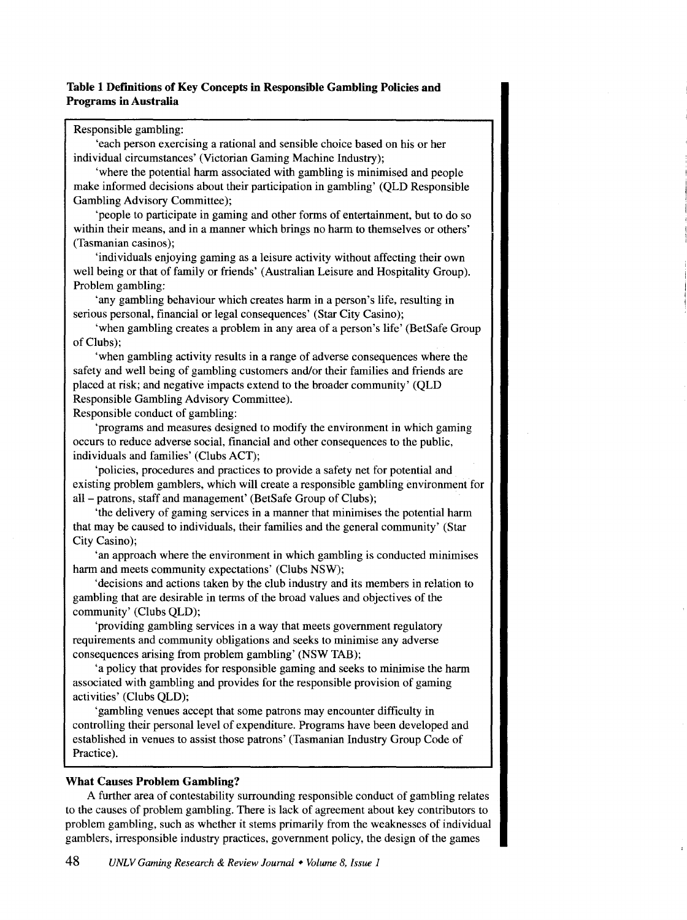**Table 1 Definitions of Key Concepts in Responsible Gambling Policies and Programs in Australia**

Responsible gambling:

'each person exercising a rational and sensible choice based on his or her individual circumstances' (Victorian Gaming Machine Industry);

'where the potential harm associated with gambling is minimised and people make informed decisions about their participation in gambling' (QLD Responsible Gambling Advisory Committee);

'people to participate in gaming and other forms of entertainment, but to do so within their means, and in a manner which brings no harm to themselves or others' (Tasmanian casinos);

'individuals enjoying gaming as a leisure activity without affecting their own well being or that of family or friends' (Australian Leisure and Hospitality Group).

Problem gambling:

'any gambling behaviour which creates harm in a person's life, resulting in serious personal, financial or legal consequences' (Star City Casino);

'when gambling creates a problem in any area of a person's life' (BetSafe Group of Clubs);

'when gambling activity results in a range of adverse consequences where the safety and well being of gambling customers and/or their families and friends are placed at risk; and negative impacts extend to the broader community' (QLD Responsible Gambling Advisory Committee).

Responsible conduct of gambling:

'programs and measures designed to modify the environment in which gaming occurs to reduce adverse social, financial and other consequences to the public, individuals and families' (Clubs ACT);

'policies, procedures and practices to provide a safety net for potential and existing problem gamblers, which will create a responsible gambling environment for all – patrons, staff and management' (BetSafe Group of Clubs);

'the delivery of gaming services in a manner that minimises the potential harm that may be caused to individuals, their families and the general community' (Star City Casino);

'an approach where the environment in which gambling is conducted minimises harm and meets community expectations' (Clubs NSW);

'decisions and actions taken by the club industry and its members in relation to gambling that are desirable in terms of the broad values and objectives of the community' (Clubs QLD);

'providing gambling services in a way that meets government regulatory requirements and community obligations and seeks to minimise any adverse consequences arising from problem gambling' (NSW TAB);

'a policy that provides for responsible gaming and seeks to minimise the harm associated with gambling and provides for the responsible provision of gaming activities' (Clubs QLD);

'gambling venues accept that some patrons may encounter difficulty in controlling their personal level of expenditure. Programs have been developed and established in venues to assist those patrons' (Tasmanian Industry Group Code of Practice).

### What Causes Problem Gambling?

A further area of contestability surrounding responsible conduct of gambling relates to the causes of problem gambling. There is lack of agreement about key contributors to problem gambling, such as whether it stems primarily from the weaknesses of individual gamblers, irresponsible industry practices, government policy, the design of the games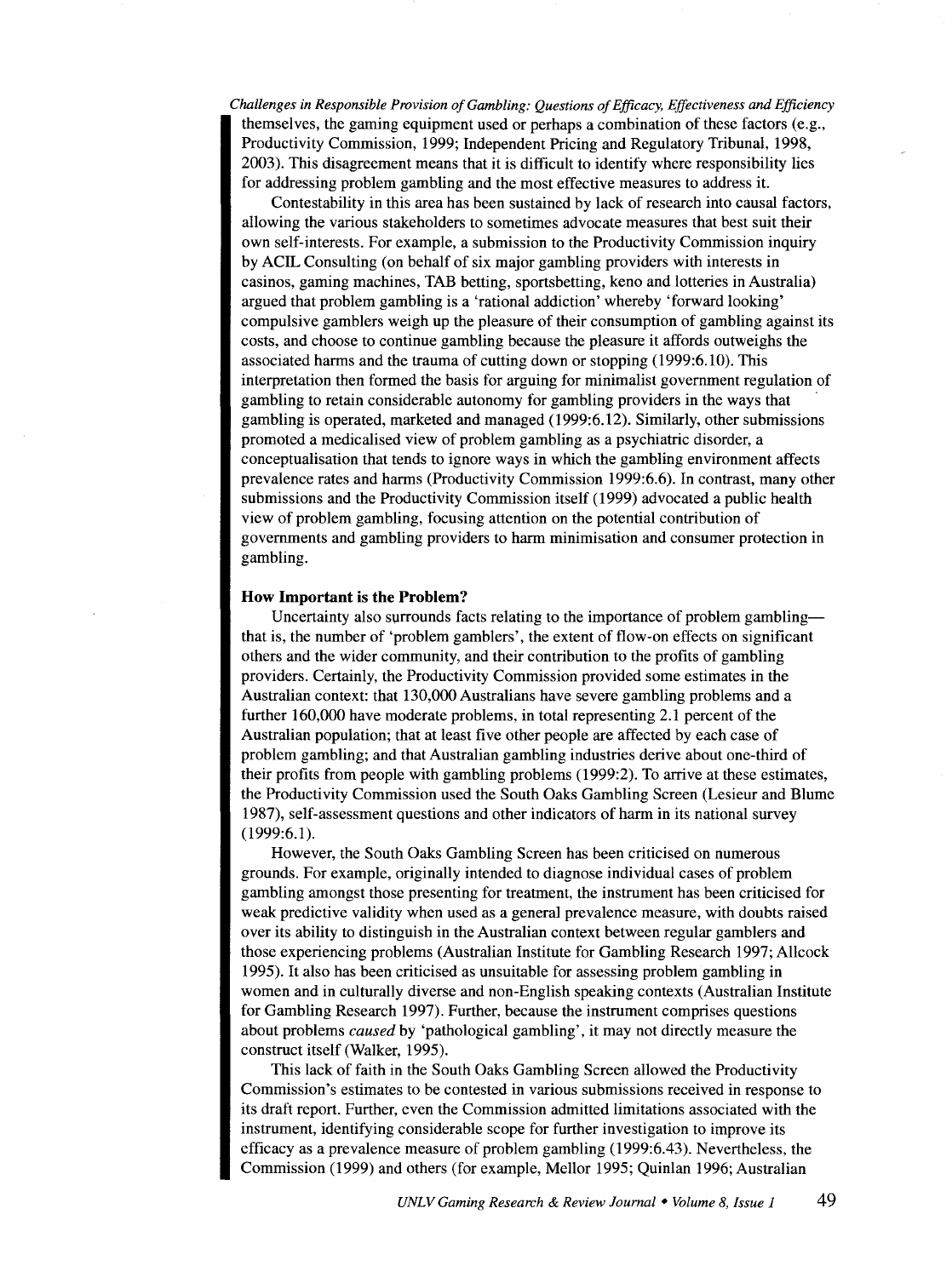themselves, the gaming equipment used or perhaps a combination of these factors (e.g., Productivity Commission, 1999; Independent Pricing and Regulatory Tribunal, 1998, 2003). This disagreement means that it is difficult to identify where responsibility lies for addressing problem gambling and the most effective measures to address it.

Contestability in this area has been sustained by lack of research into causal factors, allowing the various stakeholders to sometimes advocate measures that best suit their own self-interests. For example, a submission to the Productivity Commission inquiry by ACIL Consulting (on behalf of six major gambling providers with interests in casinos, gaming machines, TAB betting, sportsbetting, keno and lotteries in Australia) argued that problem gambling is a 'rational addiction' whereby 'forward looking' compulsive gamblers weigh up the pleasure of their consumption of gambling against its costs, and choose to continue gambling because the pleasure it affords outweighs the associated harms and the trauma of cutting down or stopping (1999:6.10). This interpretation then formed the basis for arguing for minimalist government regulation of gambling to retain considerable autonomy for gambling providers in the ways that gambling is operated, marketed and managed (1999:6.12). Similarly, other submissions promoted a medicalised view of problem gambling as a psychiatric disorder, a conceptualisation that tends to ignore ways in which the gambling environment affects prevalence rates and harms (Productivity Commission 1999:6.6). In contrast, many other submissions and the Productivity Commission itself (1999) advocated a public health view of problem gambling, focusing attention on the potential contribution of governments and gambling providers to harm minimisation and consumer protection in gambling.

**How Important is the Problem?**

Uncertainty also surrounds facts relating to the importance of problem gambling—that is, the number of 'problem gamblers', the extent of flow-on effects on significant others and the wider community, and their contribution to the profits of gambling providers. Certainly, the Productivity Commission provided some estimates in the Australian context: that 130,000 Australians have severe gambling problems and a further 160,000 have moderate problems, in total representing 2.1 percent of the Australian population; that at least five other people are affected by each case of problem gambling; and that Australian gambling industries derive about one-third of their profits from people with gambling problems (1999:2). To arrive at these estimates, the Productivity Commission used the South Oaks Gambling Screen (Lesieur and Blume 1987), self-assessment questions and other indicators of harm in its national survey (1999:6.1).

However, the South Oaks Gambling Screen has been criticised on numerous grounds. For example, originally intended to diagnose individual cases of problem gambling amongst those presenting for treatment, the instrument has been criticised for weak predictive validity when used as a general prevalence measure, with doubts raised over its ability to distinguish in the Australian context between regular gamblers and those experiencing problems (Australian Institute for Gambling Research 1997; Allcock 1995). It also has been criticised as unsuitable for assessing problem gambling in women and in culturally diverse and non-English speaking contexts (Australian Institute for Gambling Research 1997). Further, because the instrument comprises questions about problems *caused* by 'pathological gambling', it may not directly measure the construct itself (Walker, 1995).

This lack of faith in the South Oaks Gambling Screen allowed the Productivity Commission's estimates to be contested in various submissions received in response to its draft report. Further, even the Commission admitted limitations associated with the instrument, identifying considerable scope for further investigation to improve its efficacy as a prevalence measure of problem gambling (1999:6.43). Nevertheless, the Commission (1999) and others (for example, Mellor 1995; Quinlan 1996; Australian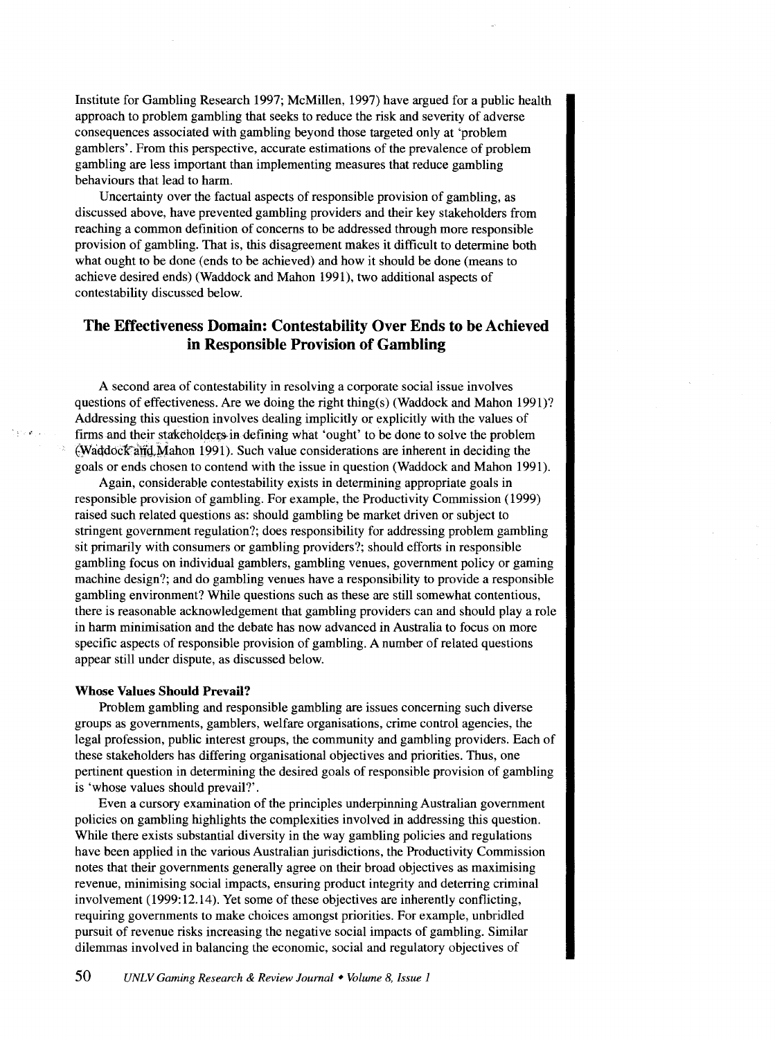Institute for Gambling Research 1997; McMillen, 1997) have argued for a public health approach to problem gambling that seeks to reduce the risk and severity of adverse consequences associated with gambling beyond those targeted only at 'problem gamblers'. From this perspective, accurate estimations of the prevalence of problem gambling are less important than implementing measures that reduce gambling behaviours that lead to harm.

Uncertainty over the factual aspects of responsible provision of gambling, as discussed above, have prevented gambling providers and their key stakeholders from reaching a common definition of concerns to be addressed through more responsible provision of gambling. That is, this disagreement makes it difficult to determine both what ought to be done (ends to be achieved) and how it should be done (means to achieve desired ends) (Waddock and Mahon 1991), two additional aspects of contestability discussed below.

## The Effectiveness Domain: Contestability Over Ends to be Achieved in Responsible Provision of Gambling

A second area of contestability in resolving a corporate social issue involves questions of effectiveness. Are we doing the right thing(s) (Waddock and Mahon 1991)? Addressing this question involves dealing implicitly or explicitly with the values of firms and their stakeholders in defining what 'ought' to be done to solve the problem (Waddock and Mahon 1991). Such value considerations are inherent in deciding the goals or ends chosen to contend with the issue in question (Waddock and Mahon 1991).

Again, considerable contestability exists in determining appropriate goals in responsible provision of gambling. For example, the Productivity Commission (1999) raised such related questions as: should gambling be market driven or subject to stringent government regulation?; does responsibility for addressing problem gambling sit primarily with consumers or gambling providers?; should efforts in responsible gambling focus on individual gamblers, gambling venues, government policy or gaming machine design?; and do gambling venues have a responsibility to provide a responsible gambling environment? While questions such as these are still somewhat contentious, there is reasonable acknowledgement that gambling providers can and should play a role in harm minimisation and the debate has now advanced in Australia to focus on more specific aspects of responsible provision of gambling. A number of related questions appear still under dispute, as discussed below.

### Whose Values Should Prevail?

Problem gambling and responsible gambling are issues concerning such diverse groups as governments, gamblers, welfare organisations, crime control agencies, the legal profession, public interest groups, the community and gambling providers. Each of these stakeholders has differing organisational objectives and priorities. Thus, one pertinent question in determining the desired goals of responsible provision of gambling is 'whose values should prevail?'.

Even a cursory examination of the principles underpinning Australian government policies on gambling highlights the complexities involved in addressing this question. While there exists substantial diversity in the way gambling policies and regulations have been applied in the various Australian jurisdictions, the Productivity Commission notes that their governments generally agree on their broad objectives as maximising revenue, minimising social impacts, ensuring product integrity and deterring criminal involvement (1999:12.14). Yet some of these objectives are inherently conflicting, requiring governments to make choices amongst priorities. For example, unbridled pursuit of revenue risks increasing the negative social impacts of gambling. Similar dilemmas involved in balancing the economic, social and regulatory objectives of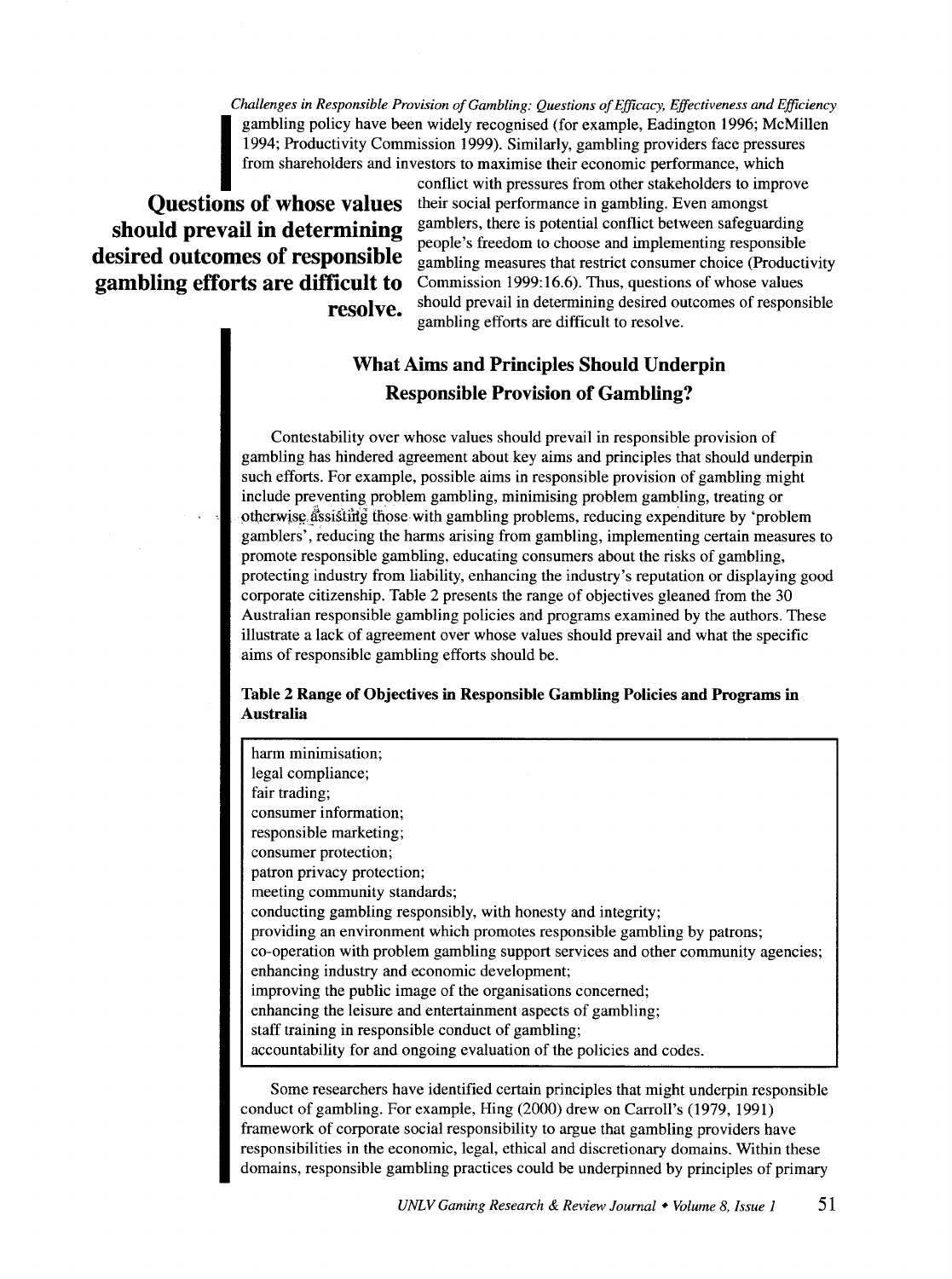gambling policy have been widely recognised (for example, Eadington 1996; McMillen 1994; Productivity Commission 1999). Similarly, gambling providers face pressures from shareholders and investors to maximise their economic performance, which conflict with pressures from other stakeholders to improve their social performance in gambling. Even amongst gamblers, there is potential conflict between safeguarding people's freedom to choose and implementing responsible gambling measures that restrict consumer choice (Productivity Commission 1999:16.6). Thus, questions of whose values should prevail in determining desired outcomes of responsible gambling efforts are difficult to resolve.

**Questions of whose values should prevail in determining desired outcomes of responsible gambling efforts are difficult to resolve.**

## What Aims and Principles Should Underpin Responsible Provision of Gambling?

Contestability over whose values should prevail in responsible provision of gambling has hindered agreement about key aims and principles that should underpin such efforts. For example, possible aims in responsible provision of gambling might include preventing problem gambling, minimising problem gambling, treating or otherwise assisting those with gambling problems, reducing expenditure by 'problem gamblers', reducing the harms arising from gambling, implementing certain measures to promote responsible gambling, educating consumers about the risks of gambling, protecting industry from liability, enhancing the industry's reputation or displaying good corporate citizenship. Table 2 presents the range of objectives gleaned from the 30 Australian responsible gambling policies and programs examined by the authors. These illustrate a lack of agreement over whose values should prevail and what the specific aims of responsible gambling efforts should be.

**Table 2 Range of Objectives in Responsible Gambling Policies and Programs in Australia**

| |
|---|
| harm minimisation; |
| legal compliance; |
| fair trading; |
| consumer information; |
| responsible marketing; |
| consumer protection; |
| patron privacy protection; |
| meeting community standards; |
| conducting gambling responsibly, with honesty and integrity; |
| providing an environment which promotes responsible gambling by patrons; |
| co-operation with problem gambling support services and other community agencies; |
| enhancing industry and economic development; |
| improving the public image of the organisations concerned; |
| enhancing the leisure and entertainment aspects of gambling; |
| staff training in responsible conduct of gambling; |
| accountability for and ongoing evaluation of the policies and codes. |

Some researchers have identified certain principles that might underpin responsible conduct of gambling. For example, Hing (2000) drew on Carroll's (1979, 1991) framework of corporate social responsibility to argue that gambling providers have responsibilities in the economic, legal, ethical and discretionary domains. Within these domains, responsible gambling practices could be underpinned by principles of primary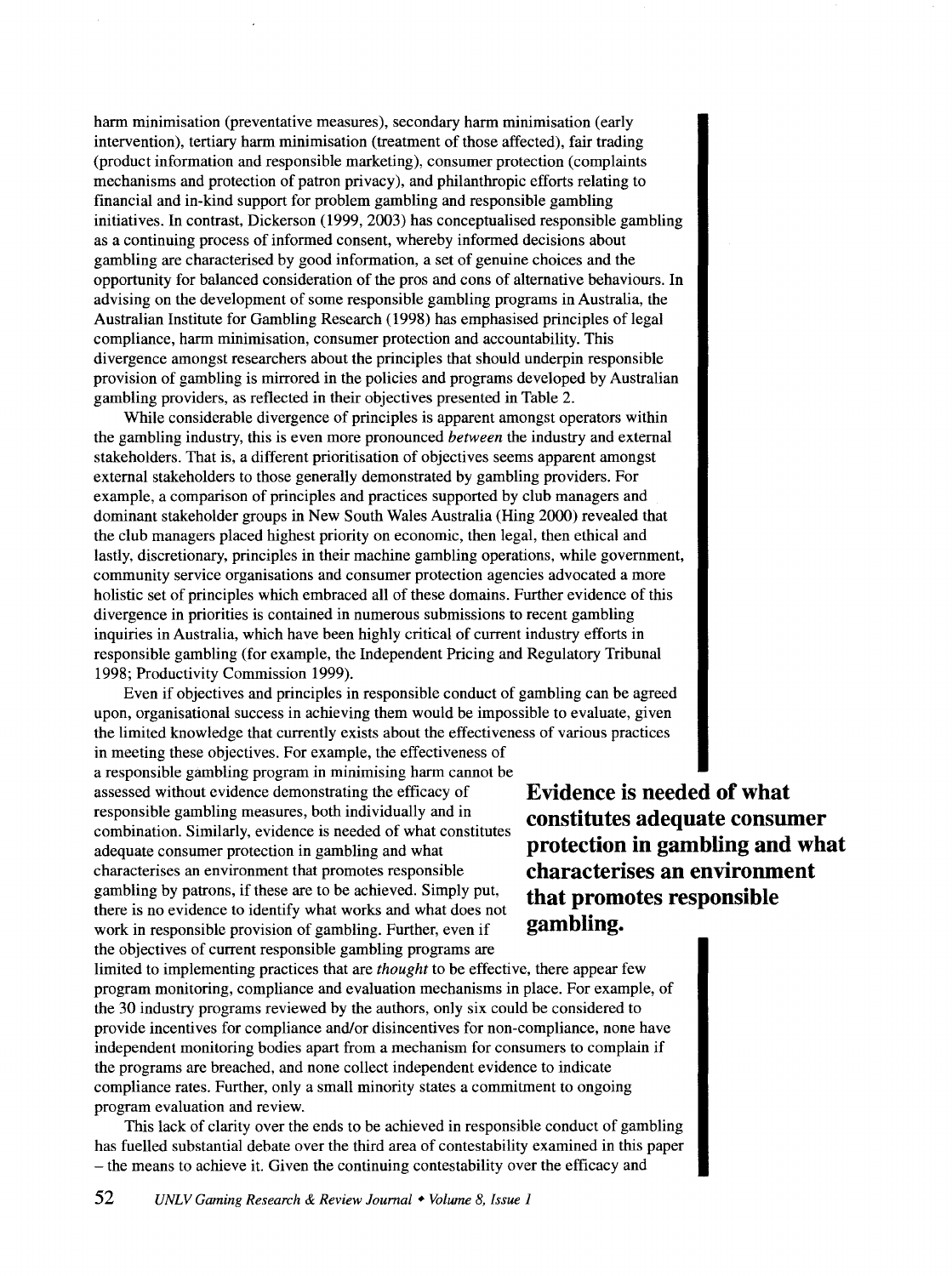harm minimisation (preventative measures), secondary harm minimisation (early intervention), tertiary harm minimisation (treatment of those affected), fair trading (product information and responsible marketing), consumer protection (complaints mechanisms and protection of patron privacy), and philanthropic efforts relating to financial and in-kind support for problem gambling and responsible gambling initiatives. In contrast, Dickerson (1999, 2003) has conceptualised responsible gambling as a continuing process of informed consent, whereby informed decisions about gambling are characterised by good information, a set of genuine choices and the opportunity for balanced consideration of the pros and cons of alternative behaviours. In advising on the development of some responsible gambling programs in Australia, the Australian Institute for Gambling Research (1998) has emphasised principles of legal compliance, harm minimisation, consumer protection and accountability. This divergence amongst researchers about the principles that should underpin responsible provision of gambling is mirrored in the policies and programs developed by Australian gambling providers, as reflected in their objectives presented in Table 2.

While considerable divergence of principles is apparent amongst operators within the gambling industry, this is even more pronounced *between* the industry and external stakeholders. That is, a different prioritisation of objectives seems apparent amongst external stakeholders to those generally demonstrated by gambling providers. For example, a comparison of principles and practices supported by club managers and dominant stakeholder groups in New South Wales Australia (Hing 2000) revealed that the club managers placed highest priority on economic, then legal, then ethical and lastly, discretionary, principles in their machine gambling operations, while government, community service organisations and consumer protection agencies advocated a more holistic set of principles which embraced all of these domains. Further evidence of this divergence in priorities is contained in numerous submissions to recent gambling inquiries in Australia, which have been highly critical of current industry efforts in responsible gambling (for example, the Independent Pricing and Regulatory Tribunal 1998; Productivity Commission 1999).

Even if objectives and principles in responsible conduct of gambling can be agreed upon, organisational success in achieving them would be impossible to evaluate, given the limited knowledge that currently exists about the effectiveness of various practices in meeting these objectives. For example, the effectiveness of a responsible gambling program in minimising harm cannot be assessed without evidence demonstrating the efficacy of responsible gambling measures, both individually and in combination. Similarly, evidence is needed of what constitutes adequate consumer protection in gambling and what characterises an environment that promotes responsible gambling by patrons, if these are to be achieved. Simply put, there is no evidence to identify what works and what does not work in responsible provision of gambling. Further, even if the objectives of current responsible gambling programs are limited to implementing practices that are *thought* to be effective, there appear few program monitoring, compliance and evaluation mechanisms in place. For example, of the 30 industry programs reviewed by the authors, only six could be considered to provide incentives for compliance and/or disincentives for non-compliance, none have independent monitoring bodies apart from a mechanism for consumers to complain if the programs are breached, and none collect independent evidence to indicate compliance rates. Further, only a small minority states a commitment to ongoing program evaluation and review.

**Evidence is needed of what constitutes adequate consumer protection in gambling and what characterises an environment that promotes responsible gambling.**

This lack of clarity over the ends to be achieved in responsible conduct of gambling has fuelled substantial debate over the third area of contestability examined in this paper – the means to achieve it. Given the continuing contestability over the efficacy and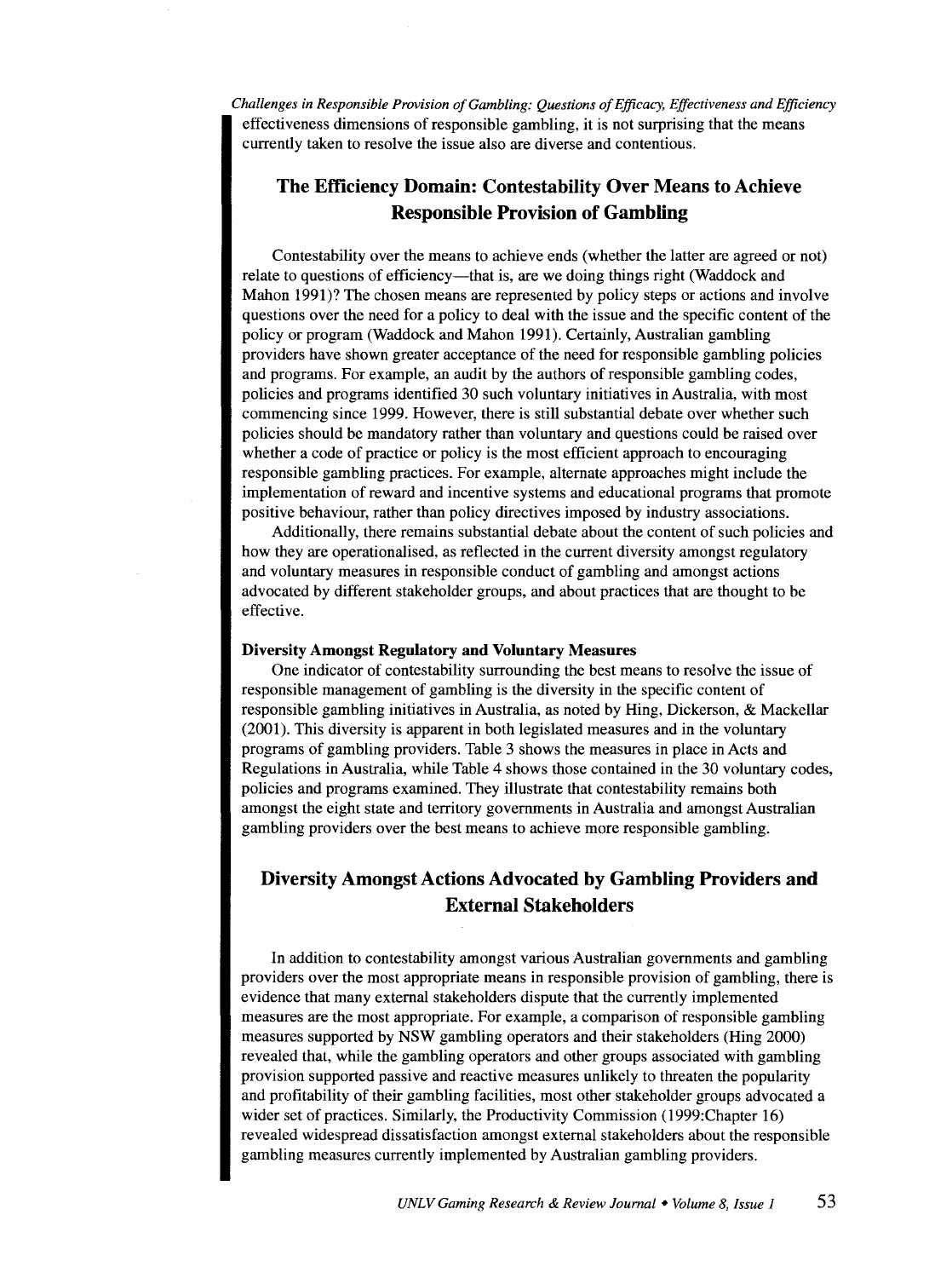effectiveness dimensions of responsible gambling, it is not surprising that the means currently taken to resolve the issue also are diverse and contentious.

## The Efficiency Domain: Contestability Over Means to Achieve Responsible Provision of Gambling

Contestability over the means to achieve ends (whether the latter are agreed or not) relate to questions of efficiency—that is, are we doing things right (Waddock and Mahon 1991)? The chosen means are represented by policy steps or actions and involve questions over the need for a policy to deal with the issue and the specific content of the policy or program (Waddock and Mahon 1991). Certainly, Australian gambling providers have shown greater acceptance of the need for responsible gambling policies and programs. For example, an audit by the authors of responsible gambling codes, policies and programs identified 30 such voluntary initiatives in Australia, with most commencing since 1999. However, there is still substantial debate over whether such policies should be mandatory rather than voluntary and questions could be raised over whether a code of practice or policy is the most efficient approach to encouraging responsible gambling practices. For example, alternate approaches might include the implementation of reward and incentive systems and educational programs that promote positive behaviour, rather than policy directives imposed by industry associations.

Additionally, there remains substantial debate about the content of such policies and how they are operationalised, as reflected in the current diversity amongst regulatory and voluntary measures in responsible conduct of gambling and amongst actions advocated by different stakeholder groups, and about practices that are thought to be effective.

### Diversity Amongst Regulatory and Voluntary Measures

One indicator of contestability surrounding the best means to resolve the issue of responsible management of gambling is the diversity in the specific content of responsible gambling initiatives in Australia, as noted by Hing, Dickerson, & Mackellar (2001). This diversity is apparent in both legislated measures and in the voluntary programs of gambling providers. Table 3 shows the measures in place in Acts and Regulations in Australia, while Table 4 shows those contained in the 30 voluntary codes, policies and programs examined. They illustrate that contestability remains both amongst the eight state and territory governments in Australia and amongst Australian gambling providers over the best means to achieve more responsible gambling.

## Diversity Amongst Actions Advocated by Gambling Providers and External Stakeholders

In addition to contestability amongst various Australian governments and gambling providers over the most appropriate means in responsible provision of gambling, there is evidence that many external stakeholders dispute that the currently implemented measures are the most appropriate. For example, a comparison of responsible gambling measures supported by NSW gambling operators and their stakeholders (Hing 2000) revealed that, while the gambling operators and other groups associated with gambling provision supported passive and reactive measures unlikely to threaten the popularity and profitability of their gambling facilities, most other stakeholder groups advocated a wider set of practices. Similarly, the Productivity Commission (1999:Chapter 16) revealed widespread dissatisfaction amongst external stakeholders about the responsible gambling measures currently implemented by Australian gambling providers.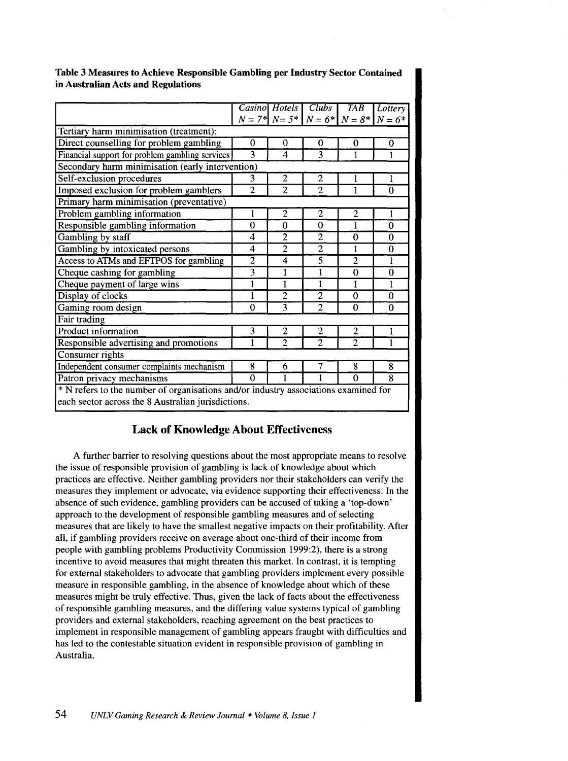**Table 3 Measures to Achieve Responsible Gambling per Industry Sector Contained in Australian Acts and Regulations**

| | *Casino* *N = 7\** | *Hotels* *N= 5\** | *Clubs* *N = 6\** | *TAB* *N = 8\** | *Lottery* *N = 6\** |
|---|---|---|---|---|---|
| Tertiary harm minimisation (treatment): | | | | | |
| Direct counselling for problem gambling | 0 | 0 | 0 | 0 | 0 |
| Financial support for problem gambling services | 3 | 4 | 3 | 1 | 1 |
| Secondary harm minimisation (early intervention) | | | | | |
| Self-exclusion procedures | 3 | 2 | 2 | 1 | 1 |
| Imposed exclusion for problem gamblers | 2 | 2 | 2 | 1 | 0 |
| Primary harm minimisation (preventative) | | | | | |
| Problem gambling information | 1 | 2 | 2 | 2 | 1 |
| Responsible gambling information | 0 | 0 | 0 | 1 | 0 |
| Gambling by staff | 4 | 2 | 2 | 0 | 0 |
| Gambling by intoxicated persons | 4 | 2 | 2 | 1 | 0 |
| Access to ATMs and EFTPOS for gambling | 2 | 4 | 5 | 2 | 1 |
| Cheque cashing for gambling | 3 | 1 | 1 | 0 | 0 |
| Cheque payment of large wins | 1 | 1 | 1 | 1 | 1 |
| Display of clocks | 1 | 2 | 2 | 0 | 0 |
| Gaming room design | 0 | 3 | 2 | 0 | 0 |
| Fair trading | | | | | |
| Product information | 3 | 2 | 2 | 2 | 1 |
| Responsible advertising and promotions | 1 | 2 | 2 | 2 | 1 |
| Consumer rights | | | | | |
| Independent consumer complaints mechanism | 8 | 6 | 7 | 8 | 8 |
| Patron privacy mechanisms | 0 | 1 | 1 | 0 | 8 |

\* N refers to the number of organisations and/or industry associations examined for each sector across the 8 Australian jurisdictions.

## Lack of Knowledge About Effectiveness

A further barrier to resolving questions about the most appropriate means to resolve the issue of responsible provision of gambling is lack of knowledge about which practices are effective. Neither gambling providers nor their stakeholders can verify the measures they implement or advocate, via evidence supporting their effectiveness. In the absence of such evidence, gambling providers can be accused of taking a 'top-down' approach to the development of responsible gambling measures and of selecting measures that are likely to have the smallest negative impacts on their profitability. After all, if gambling providers receive on average about one-third of their income from people with gambling problems Productivity Commission 1999:2), there is a strong incentive to avoid measures that might threaten this market. In contrast, it is tempting for external stakeholders to advocate that gambling providers implement every possible measure in responsible gambling, in the absence of knowledge about which of these measures might be truly effective. Thus, given the lack of facts about the effectiveness of responsible gambling measures, and the differing value systems typical of gambling providers and external stakeholders, reaching agreement on the best practices to implement in responsible management of gambling appears fraught with difficulties and has led to the contestable situation evident in responsible provision of gambling in Australia.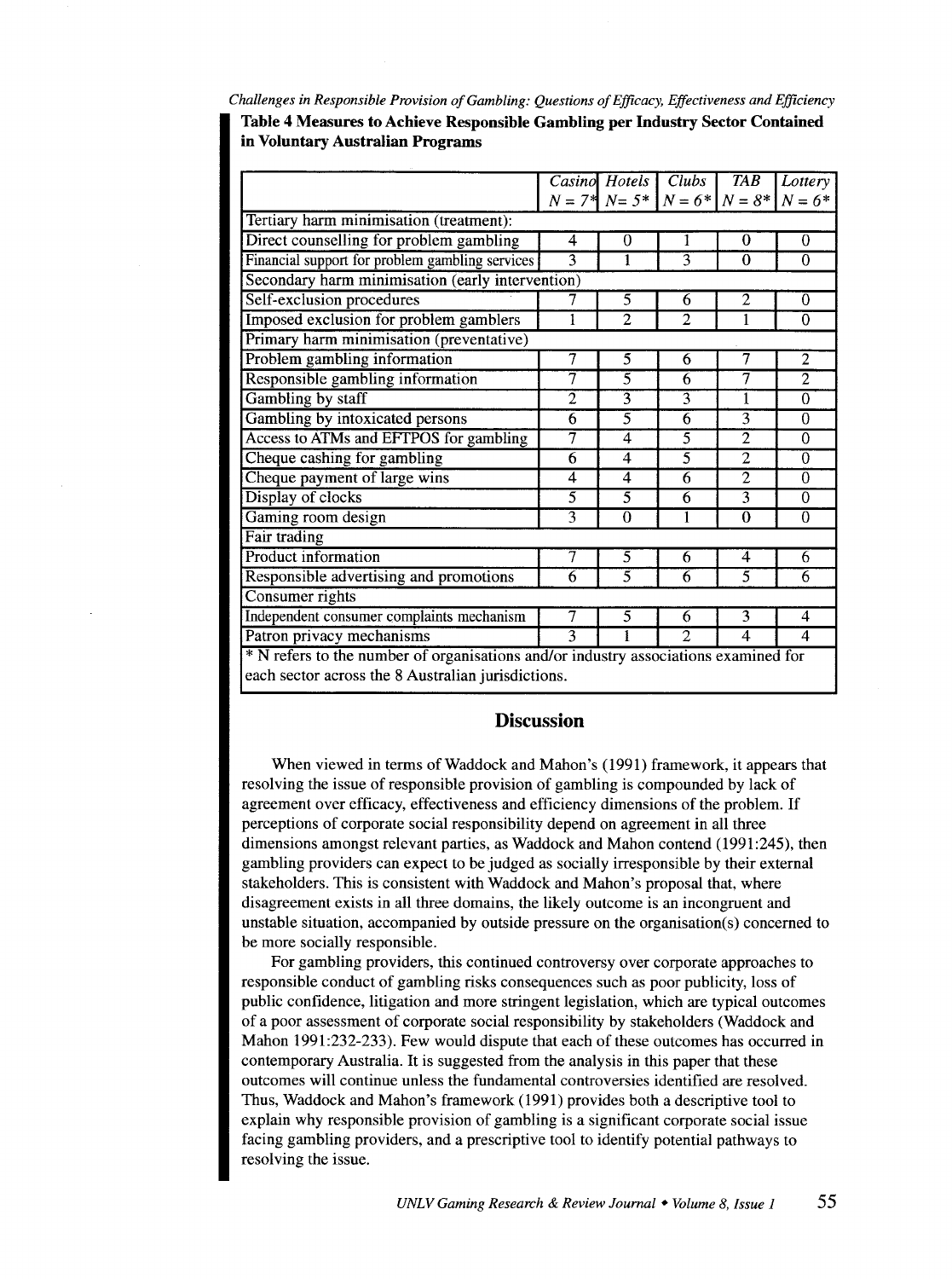**Table 4 Measures to Achieve Responsible Gambling per Industry Sector Contained in Voluntary Australian Programs**

| | *Casino* *N = 7** | *Hotels* *N= 5** | *Clubs* *N = 6** | *TAB* *N = 8** | *Lottery* *N = 6** |
|---|---|---|---|---|---|
| Tertiary harm minimisation (treatment): | | | | | |
| Direct counselling for problem gambling | 4 | 0 | 1 | 0 | 0 |
| Financial support for problem gambling services | 3 | 1 | 3 | 0 | 0 |
| Secondary harm minimisation (early intervention) | | | | | |
| Self-exclusion procedures | 7 | 5 | 6 | 2 | 0 |
| Imposed exclusion for problem gamblers | 1 | 2 | 2 | 1 | 0 |
| Primary harm minimisation (preventative) | | | | | |
| Problem gambling information | 7 | 5 | 6 | 7 | 2 |
| Responsible gambling information | 7 | 5 | 6 | 7 | 2 |
| Gambling by staff | 2 | 3 | 3 | 1 | 0 |
| Gambling by intoxicated persons | 6 | 5 | 6 | 3 | 0 |
| Access to ATMs and EFTPOS for gambling | 7 | 4 | 5 | 2 | 0 |
| Cheque cashing for gambling | 6 | 4 | 5 | 2 | 0 |
| Cheque payment of large wins | 4 | 4 | 6 | 2 | 0 |
| Display of clocks | 5 | 5 | 6 | 3 | 0 |
| Gaming room design | 3 | 0 | 1 | 0 | 0 |
| Fair trading | | | | | |
| Product information | 7 | 5 | 6 | 4 | 6 |
| Responsible advertising and promotions | 6 | 5 | 6 | 5 | 6 |
| Consumer rights | | | | | |
| Independent consumer complaints mechanism | 7 | 5 | 6 | 3 | 4 |
| Patron privacy mechanisms | 3 | 1 | 2 | 4 | 4 |

* N refers to the number of organisations and/or industry associations examined for each sector across the 8 Australian jurisdictions.

## Discussion

When viewed in terms of Waddock and Mahon's (1991) framework, it appears that resolving the issue of responsible provision of gambling is compounded by lack of agreement over efficacy, effectiveness and efficiency dimensions of the problem. If perceptions of corporate social responsibility depend on agreement in all three dimensions amongst relevant parties, as Waddock and Mahon contend (1991:245), then gambling providers can expect to be judged as socially irresponsible by their external stakeholders. This is consistent with Waddock and Mahon's proposal that, where disagreement exists in all three domains, the likely outcome is an incongruent and unstable situation, accompanied by outside pressure on the organisation(s) concerned to be more socially responsible.

For gambling providers, this continued controversy over corporate approaches to responsible conduct of gambling risks consequences such as poor publicity, loss of public confidence, litigation and more stringent legislation, which are typical outcomes of a poor assessment of corporate social responsibility by stakeholders (Waddock and Mahon 1991:232-233). Few would dispute that each of these outcomes has occurred in contemporary Australia. It is suggested from the analysis in this paper that these outcomes will continue unless the fundamental controversies identified are resolved. Thus, Waddock and Mahon's framework (1991) provides both a descriptive tool to explain why responsible provision of gambling is a significant corporate social issue facing gambling providers, and a prescriptive tool to identify potential pathways to resolving the issue.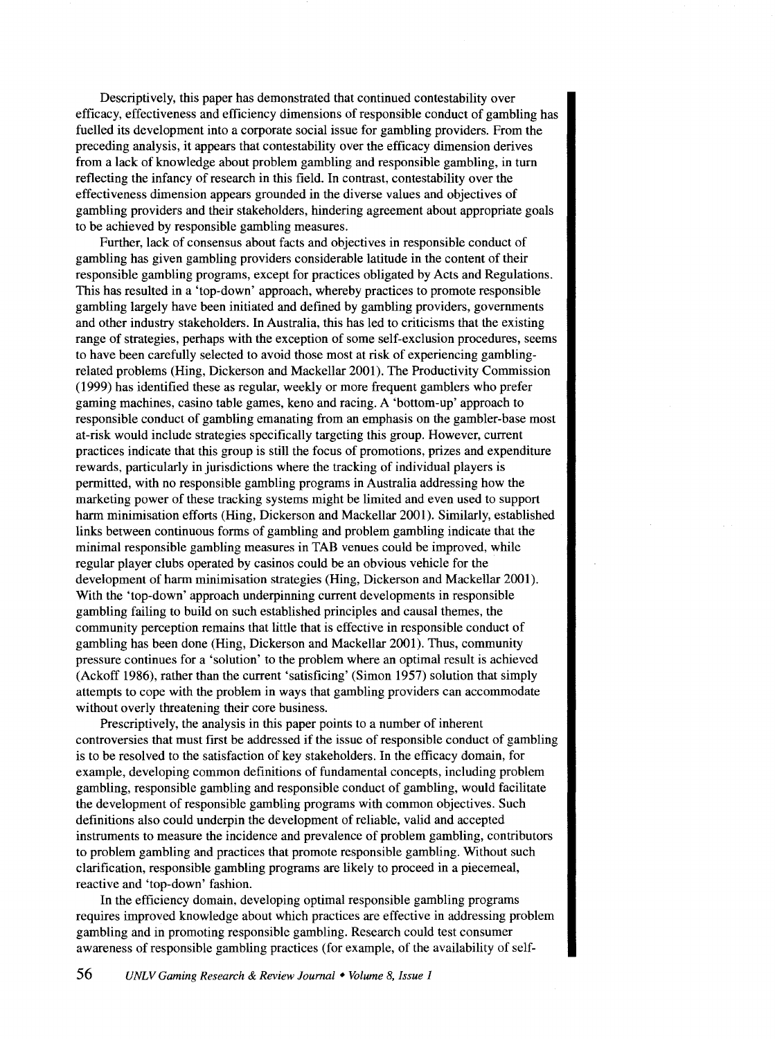Descriptively, this paper has demonstrated that continued contestability over efficacy, effectiveness and efficiency dimensions of responsible conduct of gambling has fuelled its development into a corporate social issue for gambling providers. From the preceding analysis, it appears that contestability over the efficacy dimension derives from a lack of knowledge about problem gambling and responsible gambling, in turn reflecting the infancy of research in this field. In contrast, contestability over the effectiveness dimension appears grounded in the diverse values and objectives of gambling providers and their stakeholders, hindering agreement about appropriate goals to be achieved by responsible gambling measures.

Further, lack of consensus about facts and objectives in responsible conduct of gambling has given gambling providers considerable latitude in the content of their responsible gambling programs, except for practices obligated by Acts and Regulations. This has resulted in a 'top-down' approach, whereby practices to promote responsible gambling largely have been initiated and defined by gambling providers, governments and other industry stakeholders. In Australia, this has led to criticisms that the existing range of strategies, perhaps with the exception of some self-exclusion procedures, seems to have been carefully selected to avoid those most at risk of experiencing gambling-related problems (Hing, Dickerson and Mackellar 2001). The Productivity Commission (1999) has identified these as regular, weekly or more frequent gamblers who prefer gaming machines, casino table games, keno and racing. A 'bottom-up' approach to responsible conduct of gambling emanating from an emphasis on the gambler-base most at-risk would include strategies specifically targeting this group. However, current practices indicate that this group is still the focus of promotions, prizes and expenditure rewards, particularly in jurisdictions where the tracking of individual players is permitted, with no responsible gambling programs in Australia addressing how the marketing power of these tracking systems might be limited and even used to support harm minimisation efforts (Hing, Dickerson and Mackellar 2001). Similarly, established links between continuous forms of gambling and problem gambling indicate that the minimal responsible gambling measures in TAB venues could be improved, while regular player clubs operated by casinos could be an obvious vehicle for the development of harm minimisation strategies (Hing, Dickerson and Mackellar 2001). With the 'top-down' approach underpinning current developments in responsible gambling failing to build on such established principles and causal themes, the community perception remains that little that is effective in responsible conduct of gambling has been done (Hing, Dickerson and Mackellar 2001). Thus, community pressure continues for a 'solution' to the problem where an optimal result is achieved (Ackoff 1986), rather than the current 'satisficing' (Simon 1957) solution that simply attempts to cope with the problem in ways that gambling providers can accommodate without overly threatening their core business.

Prescriptively, the analysis in this paper points to a number of inherent controversies that must first be addressed if the issue of responsible conduct of gambling is to be resolved to the satisfaction of key stakeholders. In the efficacy domain, for example, developing common definitions of fundamental concepts, including problem gambling, responsible gambling and responsible conduct of gambling, would facilitate the development of responsible gambling programs with common objectives. Such definitions also could underpin the development of reliable, valid and accepted instruments to measure the incidence and prevalence of problem gambling, contributors to problem gambling and practices that promote responsible gambling. Without such clarification, responsible gambling programs are likely to proceed in a piecemeal, reactive and 'top-down' fashion.

In the efficiency domain, developing optimal responsible gambling programs requires improved knowledge about which practices are effective in addressing problem gambling and in promoting responsible gambling. Research could test consumer awareness of responsible gambling practices (for example, of the availability of self-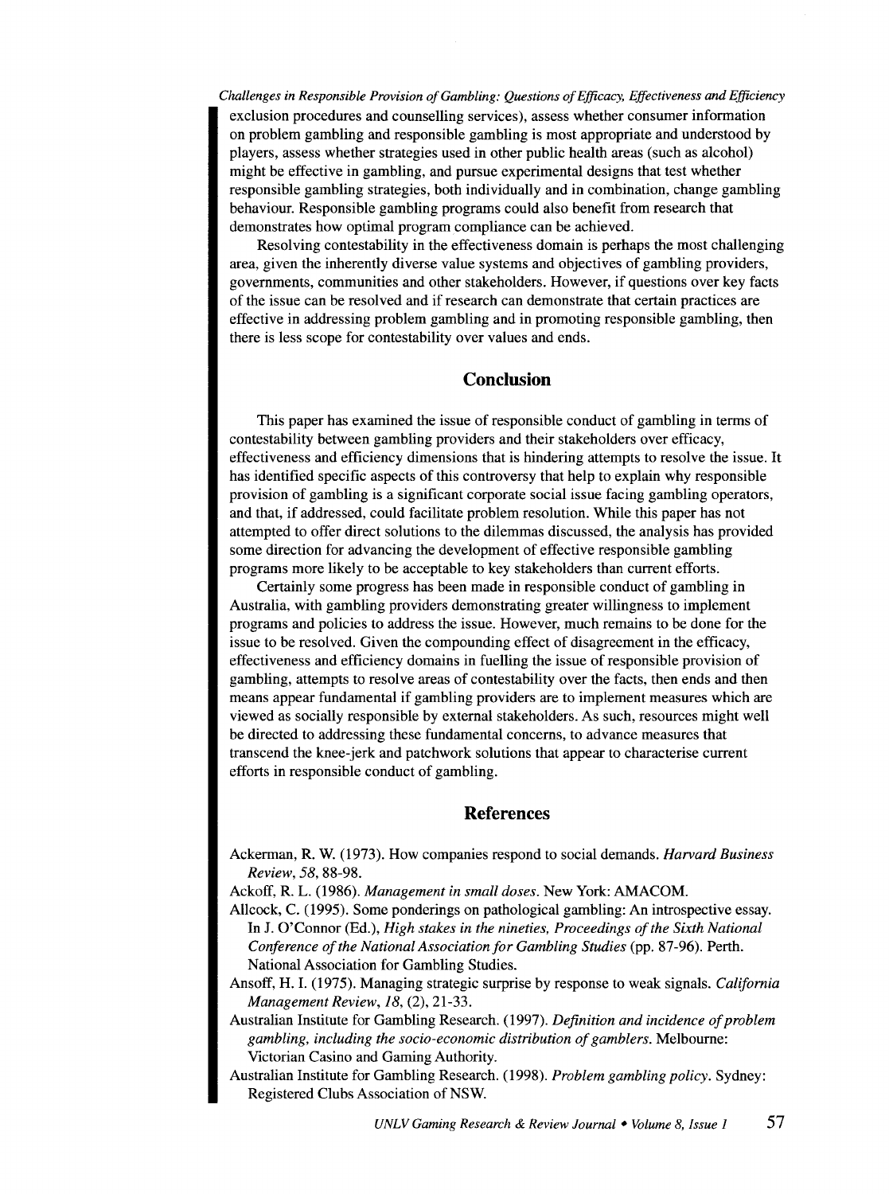exclusion procedures and counselling services), assess whether consumer information on problem gambling and responsible gambling is most appropriate and understood by players, assess whether strategies used in other public health areas (such as alcohol) might be effective in gambling, and pursue experimental designs that test whether responsible gambling strategies, both individually and in combination, change gambling behaviour. Responsible gambling programs could also benefit from research that demonstrates how optimal program compliance can be achieved.

Resolving contestability in the effectiveness domain is perhaps the most challenging area, given the inherently diverse value systems and objectives of gambling providers, governments, communities and other stakeholders. However, if questions over key facts of the issue can be resolved and if research can demonstrate that certain practices are effective in addressing problem gambling and in promoting responsible gambling, then there is less scope for contestability over values and ends.

## Conclusion

This paper has examined the issue of responsible conduct of gambling in terms of contestability between gambling providers and their stakeholders over efficacy, effectiveness and efficiency dimensions that is hindering attempts to resolve the issue. It has identified specific aspects of this controversy that help to explain why responsible provision of gambling is a significant corporate social issue facing gambling operators, and that, if addressed, could facilitate problem resolution. While this paper has not attempted to offer direct solutions to the dilemmas discussed, the analysis has provided some direction for advancing the development of effective responsible gambling programs more likely to be acceptable to key stakeholders than current efforts.

Certainly some progress has been made in responsible conduct of gambling in Australia, with gambling providers demonstrating greater willingness to implement programs and policies to address the issue. However, much remains to be done for the issue to be resolved. Given the compounding effect of disagreement in the efficacy, effectiveness and efficiency domains in fuelling the issue of responsible provision of gambling, attempts to resolve areas of contestability over the facts, then ends and then means appear fundamental if gambling providers are to implement measures which are viewed as socially responsible by external stakeholders. As such, resources might well be directed to addressing these fundamental concerns, to advance measures that transcend the knee-jerk and patchwork solutions that appear to characterise current efforts in responsible conduct of gambling.

## References

Ackerman, R. W. (1973). How companies respond to social demands. *Harvard Business Review, 58*, 88-98.

Ackoff, R. L. (1986). *Management in small doses*. New York: AMACOM.

Allcock, C. (1995). Some ponderings on pathological gambling: An introspective essay. In J. O'Connor (Ed.), *High stakes in the nineties, Proceedings of the Sixth National Conference of the National Association for Gambling Studies* (pp. 87-96). Perth. National Association for Gambling Studies.

Ansoff, H. I. (1975). Managing strategic surprise by response to weak signals. *California Management Review, 18*, (2), 21-33.

Australian Institute for Gambling Research. (1997). *Definition and incidence of problem gambling, including the socio-economic distribution of gamblers*. Melbourne: Victorian Casino and Gaming Authority.

Australian Institute for Gambling Research. (1998). *Problem gambling policy*. Sydney: Registered Clubs Association of NSW.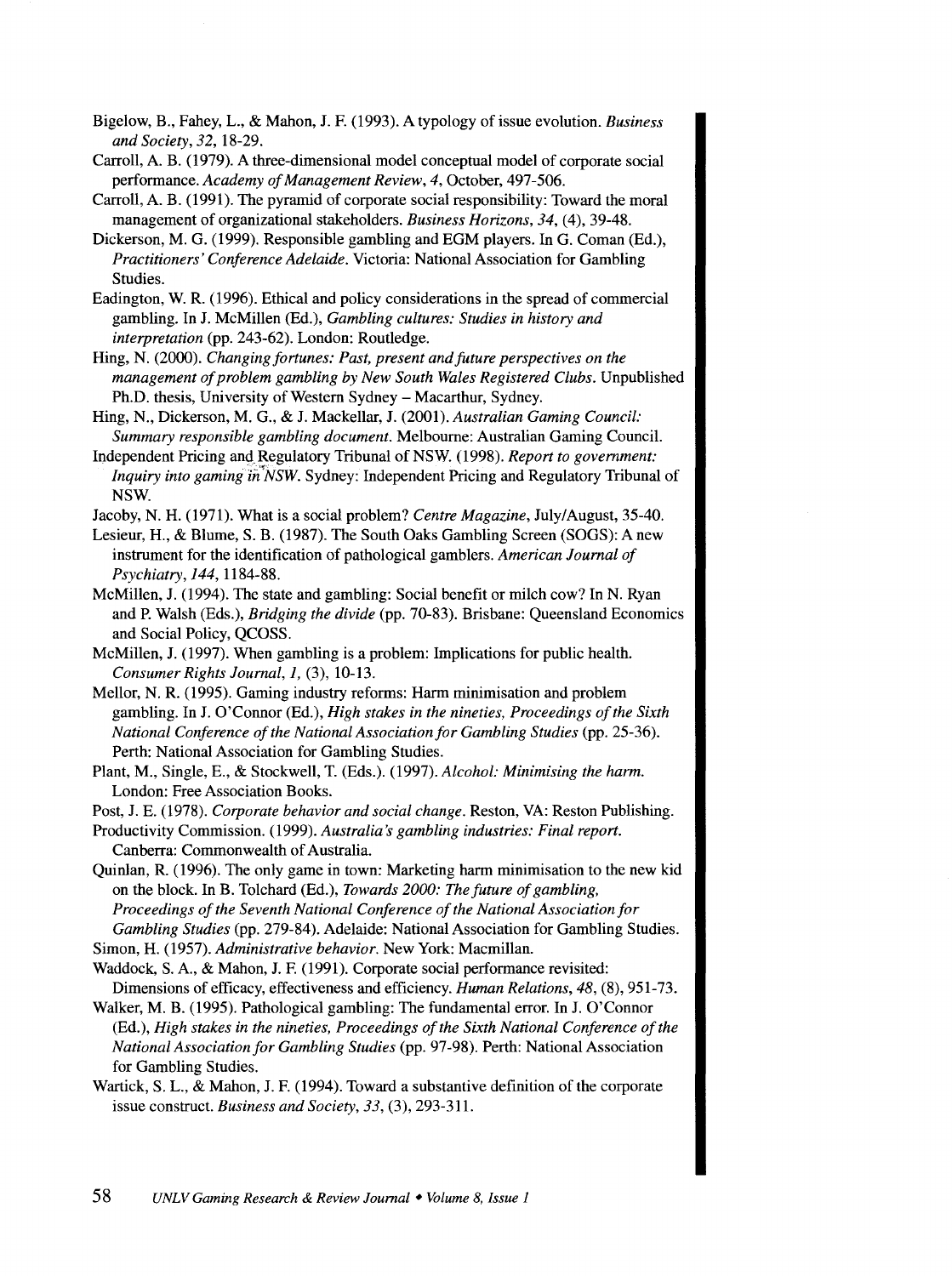Bigelow, B., Fahey, L., & Mahon, J. F. (1993). A typology of issue evolution. *Business and Society, 32*, 18-29.

Carroll, A. B. (1979). A three-dimensional model conceptual model of corporate social performance. *Academy of Management Review, 4*, October, 497-506.

Carroll, A. B. (1991). The pyramid of corporate social responsibility: Toward the moral management of organizational stakeholders. *Business Horizons, 34*, (4), 39-48.

Dickerson, M. G. (1999). Responsible gambling and EGM players. In G. Coman (Ed.), *Practitioners' Conference Adelaide*. Victoria: National Association for Gambling Studies.

Eadington, W. R. (1996). Ethical and policy considerations in the spread of commercial gambling. In J. McMillen (Ed.), *Gambling cultures: Studies in history and interpretation* (pp. 243-62). London: Routledge.

Hing, N. (2000). *Changing fortunes: Past, present and future perspectives on the management of problem gambling by New South Wales Registered Clubs*. Unpublished Ph.D. thesis, University of Western Sydney – Macarthur, Sydney.

Hing, N., Dickerson, M. G., & J. Mackellar, J. (2001). *Australian Gaming Council: Summary responsible gambling document*. Melbourne: Australian Gaming Council.

Independent Pricing and Regulatory Tribunal of NSW. (1998). *Report to government: Inquiry into gaming in NSW*. Sydney: Independent Pricing and Regulatory Tribunal of NSW.

Jacoby, N. H. (1971). What is a social problem? *Centre Magazine*, July/August, 35-40.

Lesieur, H., & Blume, S. B. (1987). The South Oaks Gambling Screen (SOGS): A new instrument for the identification of pathological gamblers. *American Journal of Psychiatry, 144*, 1184-88.

McMillen, J. (1994). The state and gambling: Social benefit or milch cow? In N. Ryan and P. Walsh (Eds.), *Bridging the divide* (pp. 70-83). Brisbane: Queensland Economics and Social Policy, QCOSS.

McMillen, J. (1997). When gambling is a problem: Implications for public health. *Consumer Rights Journal, 1*, (3), 10-13.

Mellor, N. R. (1995). Gaming industry reforms: Harm minimisation and problem gambling. In J. O'Connor (Ed.), *High stakes in the nineties, Proceedings of the Sixth National Conference of the National Association for Gambling Studies* (pp. 25-36). Perth: National Association for Gambling Studies.

Plant, M., Single, E., & Stockwell, T. (Eds.). (1997). *Alcohol: Minimising the harm*. London: Free Association Books.

Post, J. E. (1978). *Corporate behavior and social change*. Reston, VA: Reston Publishing.

Productivity Commission. (1999). *Australia's gambling industries: Final report*. Canberra: Commonwealth of Australia.

Quinlan, R. (1996). The only game in town: Marketing harm minimisation to the new kid on the block. In B. Tolchard (Ed.), *Towards 2000: The future of gambling, Proceedings of the Seventh National Conference of the National Association for Gambling Studies* (pp. 279-84). Adelaide: National Association for Gambling Studies.

Simon, H. (1957). *Administrative behavior*. New York: Macmillan.

Waddock, S. A., & Mahon, J. F. (1991). Corporate social performance revisited: Dimensions of efficacy, effectiveness and efficiency. *Human Relations, 48*, (8), 951-73.

Walker, M. B. (1995). Pathological gambling: The fundamental error. In J. O'Connor (Ed.), *High stakes in the nineties, Proceedings of the Sixth National Conference of the National Association for Gambling Studies* (pp. 97-98). Perth: National Association for Gambling Studies.

Wartick, S. L., & Mahon, J. F. (1994). Toward a substantive definition of the corporate issue construct. *Business and Society, 33*, (3), 293-311.